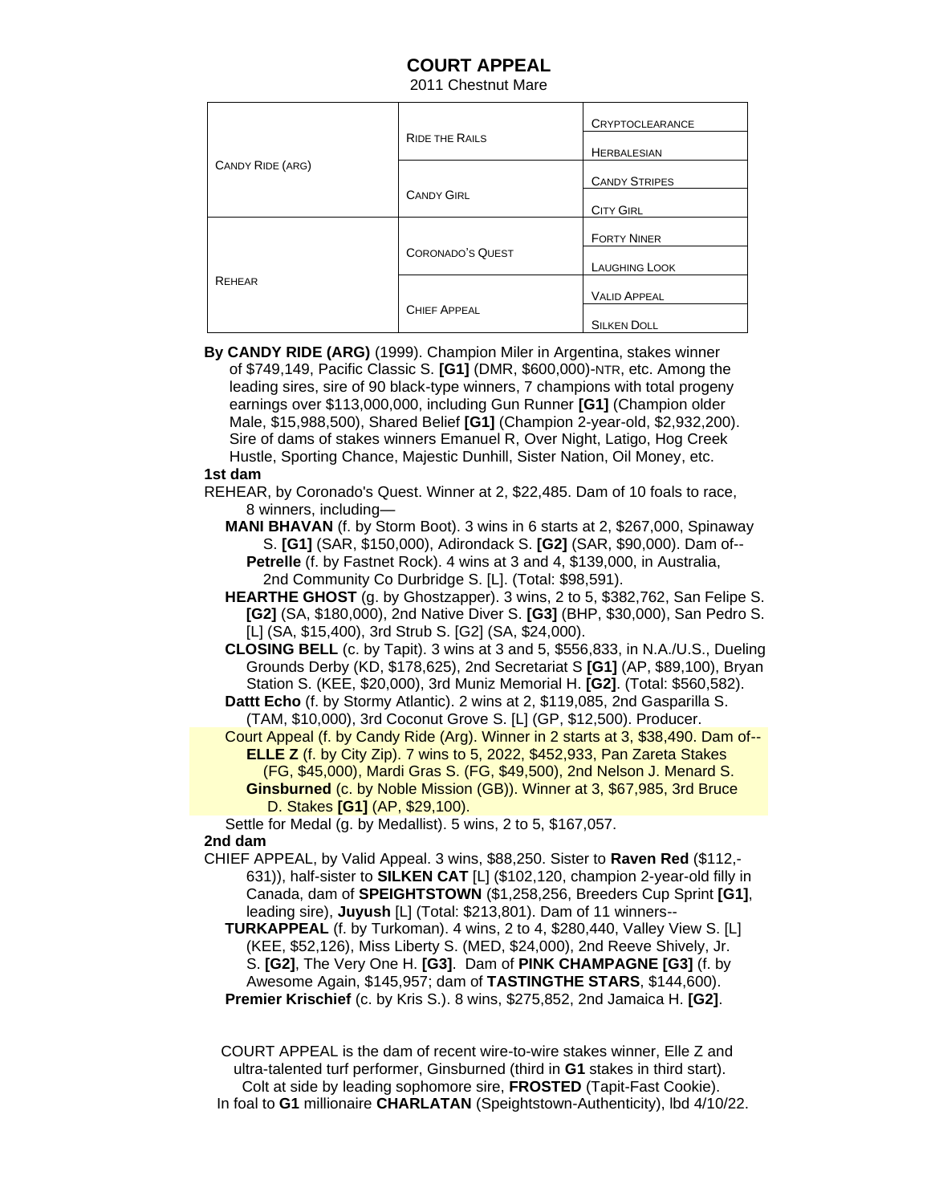# COURT APPEAL

2011 Chestnut Mare

| | | |
|---|---|---|
| CANDY RIDE (ARG) | RIDE THE RAILS | CRYPTOCLEARANCE |
| | | HERBALESIAN |
| | CANDY GIRL | CANDY STRIPES |
| | | CITY GIRL |
| REHEAR | CORONADO'S QUEST | FORTY NINER |
| | | LAUGHING LOOK |
| | CHIEF APPEAL | VALID APPEAL |
| | | SILKEN DOLL |

**By CANDY RIDE (ARG)** (1999). Champion Miler in Argentina, stakes winner of $749,149, Pacific Classic S. **[G1]** (DMR, $600,000)-NTR, etc. Among the leading sires, sire of 90 black-type winners, 7 champions with total progeny earnings over $113,000,000, including Gun Runner **[G1]** (Champion older Male, $15,988,500), Shared Belief **[G1]** (Champion 2-year-old, $2,932,200). Sire of dams of stakes winners Emanuel R, Over Night, Latigo, Hog Creek Hustle, Sporting Chance, Majestic Dunhill, Sister Nation, Oil Money, etc.

**1st dam**

REHEAR, by Coronado's Quest. Winner at 2, $22,485. Dam of 10 foals to race, 8 winners, including—

- **MANI BHAVAN** (f. by Storm Boot). 3 wins in 6 starts at 2, $267,000, Spinaway S. **[G1]** (SAR, $150,000), Adirondack S. **[G2]** (SAR, $90,000). Dam of--
  - **Petrelle** (f. by Fastnet Rock). 4 wins at 3 and 4, $139,000, in Australia, 2nd Community Co Durbridge S. [L]. (Total: $98,591).
- **HEARTHE GHOST** (g. by Ghostzapper). 3 wins, 2 to 5, $382,762, San Felipe S. **[G2]** (SA, $180,000), 2nd Native Diver S. **[G3]** (BHP, $30,000), San Pedro S. [L] (SA, $15,400), 3rd Strub S. [G2] (SA, $24,000).
- **CLOSING BELL** (c. by Tapit). 3 wins at 3 and 5, $556,833, in N.A./U.S., Dueling Grounds Derby (KD, $178,625), 2nd Secretariat S **[G1]** (AP, $89,100), Bryan Station S. (KEE, $20,000), 3rd Muniz Memorial H. **[G2]**. (Total: $560,582).
- **Dattt Echo** (f. by Stormy Atlantic). 2 wins at 2, $119,085, 2nd Gasparilla S. (TAM, $10,000), 3rd Coconut Grove S. [L] (GP, $12,500). Producer.
- Court Appeal (f. by Candy Ride (Arg). Winner in 2 starts at 3, $38,490. Dam of--
  - **ELLE Z** (f. by City Zip). 7 wins to 5, 2022, $452,933, Pan Zareta Stakes (FG, $45,000), Mardi Gras S. (FG, $49,500), 2nd Nelson J. Menard S.
  - **Ginsburned** (c. by Noble Mission (GB)). Winner at 3, $67,985, 3rd Bruce D. Stakes **[G1]** (AP, $29,100).
- Settle for Medal (g. by Medallist). 5 wins, 2 to 5, $167,057.

**2nd dam**

CHIEF APPEAL, by Valid Appeal. 3 wins, $88,250. Sister to **Raven Red** ($112,-631)), half-sister to **SILKEN CAT** [L] ($102,120, champion 2-year-old filly in Canada, dam of **SPEIGHTSTOWN** ($1,258,256, Breeders Cup Sprint **[G1]**, leading sire), **Juyush** [L] (Total: $213,801). Dam of 11 winners--

- **TURKAPPEAL** (f. by Turkoman). 4 wins, 2 to 4, $280,440, Valley View S. [L] (KEE, $52,126), Miss Liberty S. (MED, $24,000), 2nd Reeve Shively, Jr. S. **[G2]**, The Very One H. **[G3]**. Dam of **PINK CHAMPAGNE [G3]** (f. by Awesome Again, $145,957; dam of **TASTINGTHE STARS**, $144,600).
- **Premier Krischief** (c. by Kris S.). 8 wins, $275,852, 2nd Jamaica H. **[G2]**.

COURT APPEAL is the dam of recent wire-to-wire stakes winner, Elle Z and ultra-talented turf performer, Ginsburned (third in **G1** stakes in third start). Colt at side by leading sophomore sire, **FROSTED** (Tapit-Fast Cookie). In foal to **G1** millionaire **CHARLATAN** (Speightstown-Authenticity), lbd 4/10/22.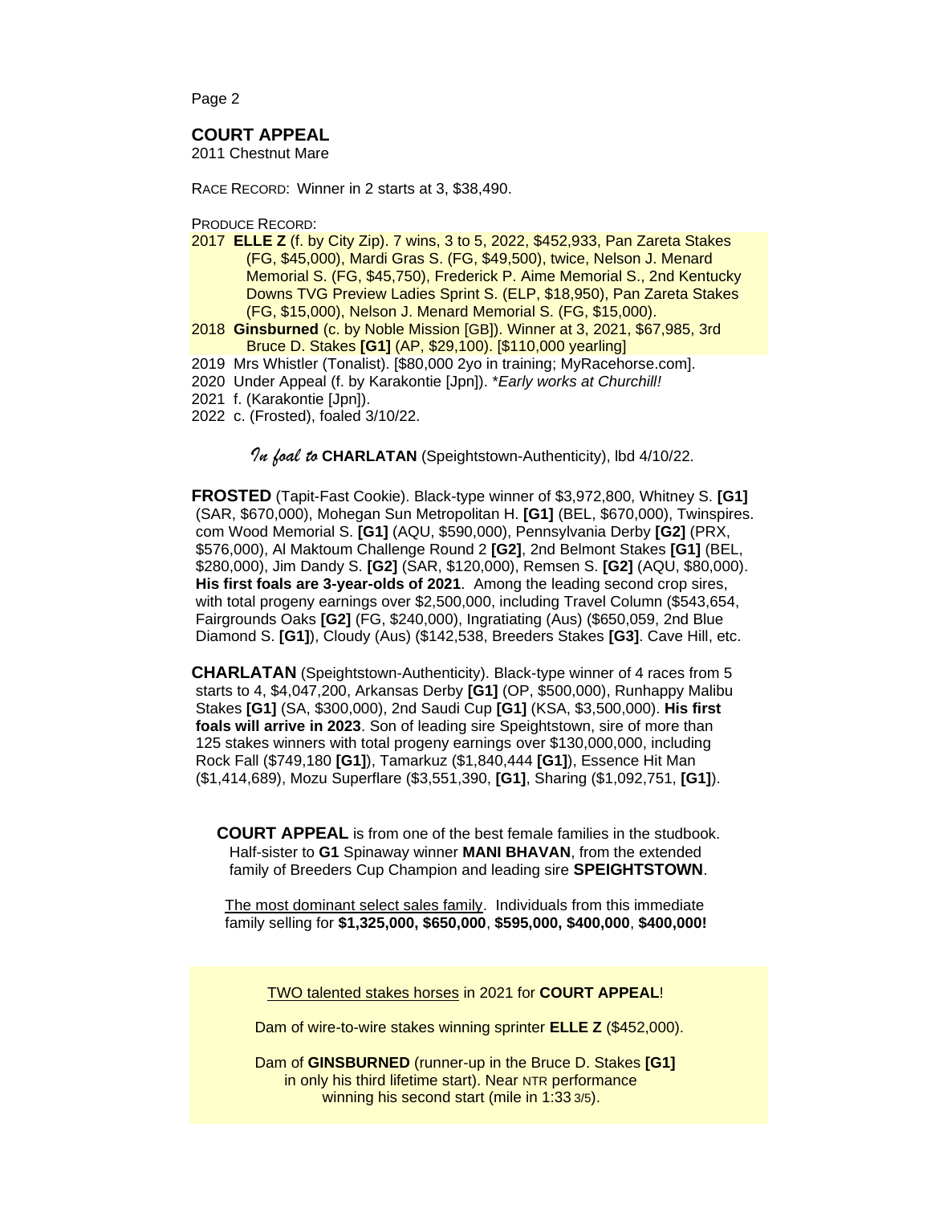## COURT APPEAL

2011 Chestnut Mare

RACE RECORD: Winner in 2 starts at 3, $38,490.

PRODUCE RECORD:

2017 **ELLE Z** (f. by City Zip). 7 wins, 3 to 5, 2022, $452,933, Pan Zareta Stakes (FG, $45,000), Mardi Gras S. (FG, $49,500), twice, Nelson J. Menard Memorial S. (FG, $45,750), Frederick P. Aime Memorial S., 2nd Kentucky Downs TVG Preview Ladies Sprint S. (ELP, $18,950), Pan Zareta Stakes (FG, $15,000), Nelson J. Menard Memorial S. (FG, $15,000).
2018 **Ginsburned** (c. by Noble Mission [GB]). Winner at 3, 2021, $67,985, 3rd Bruce D. Stakes **[G1]** (AP, $29,100). [$110,000 yearling]
2019 Mrs Whistler (Tonalist). [$80,000 2yo in training; MyRacehorse.com].
2020 Under Appeal (f. by Karakontie [Jpn]). **Early works at Churchill!*
2021 f. (Karakontie [Jpn]).
2022 c. (Frosted), foaled 3/10/22.

*In foal to* **CHARLATAN** (Speightstown-Authenticity), lbd 4/10/22.

**FROSTED** (Tapit-Fast Cookie). Black-type winner of $3,972,800, Whitney S. **[G1]** (SAR, $670,000), Mohegan Sun Metropolitan H. **[G1]** (BEL, $670,000), Twinspires.com Wood Memorial S. **[G1]** (AQU, $590,000), Pennsylvania Derby **[G2]** (PRX, $576,000), Al Maktoum Challenge Round 2 **[G2]**, 2nd Belmont Stakes **[G1]** (BEL, $280,000), Jim Dandy S. **[G2]** (SAR, $120,000), Remsen S. **[G2]** (AQU, $80,000). **His first foals are 3-year-olds of 2021**. Among the leading second crop sires, with total progeny earnings over $2,500,000, including Travel Column ($543,654, Fairgrounds Oaks **[G2]** (FG, $240,000), Ingratiating (Aus) ($650,059, 2nd Blue Diamond S. **[G1]**), Cloudy (Aus) ($142,538, Breeders Stakes **[G3]**. Cave Hill, etc.

**CHARLATAN** (Speightstown-Authenticity). Black-type winner of 4 races from 5 starts to 4, $4,047,200, Arkansas Derby **[G1]** (OP, $500,000), Runhappy Malibu Stakes **[G1]** (SA, $300,000), 2nd Saudi Cup **[G1]** (KSA, $3,500,000). **His first foals will arrive in 2023**. Son of leading sire Speightstown, sire of more than 125 stakes winners with total progeny earnings over $130,000,000, including Rock Fall ($749,180 **[G1]**), Tamarkuz ($1,840,444 **[G1]**), Essence Hit Man ($1,414,689), Mozu Superflare ($3,551,390, **[G1]**, Sharing ($1,092,751, **[G1]**).

**COURT APPEAL** is from one of the best female families in the studbook. Half-sister to **G1** Spinaway winner **MANI BHAVAN**, from the extended family of Breeders Cup Champion and leading sire **SPEIGHTSTOWN**.

The most dominant select sales family. Individuals from this immediate family selling for **$1,325,000, $650,000**, **$595,000, $400,000**, **$400,000!**

TWO talented stakes horses in 2021 for **COURT APPEAL**!

Dam of wire-to-wire stakes winning sprinter **ELLE Z** ($452,000).

Dam of **GINSBURNED** (runner-up in the Bruce D. Stakes **[G1]** in only his third lifetime start). Near NTR performance winning his second start (mile in 1:33 3/5).